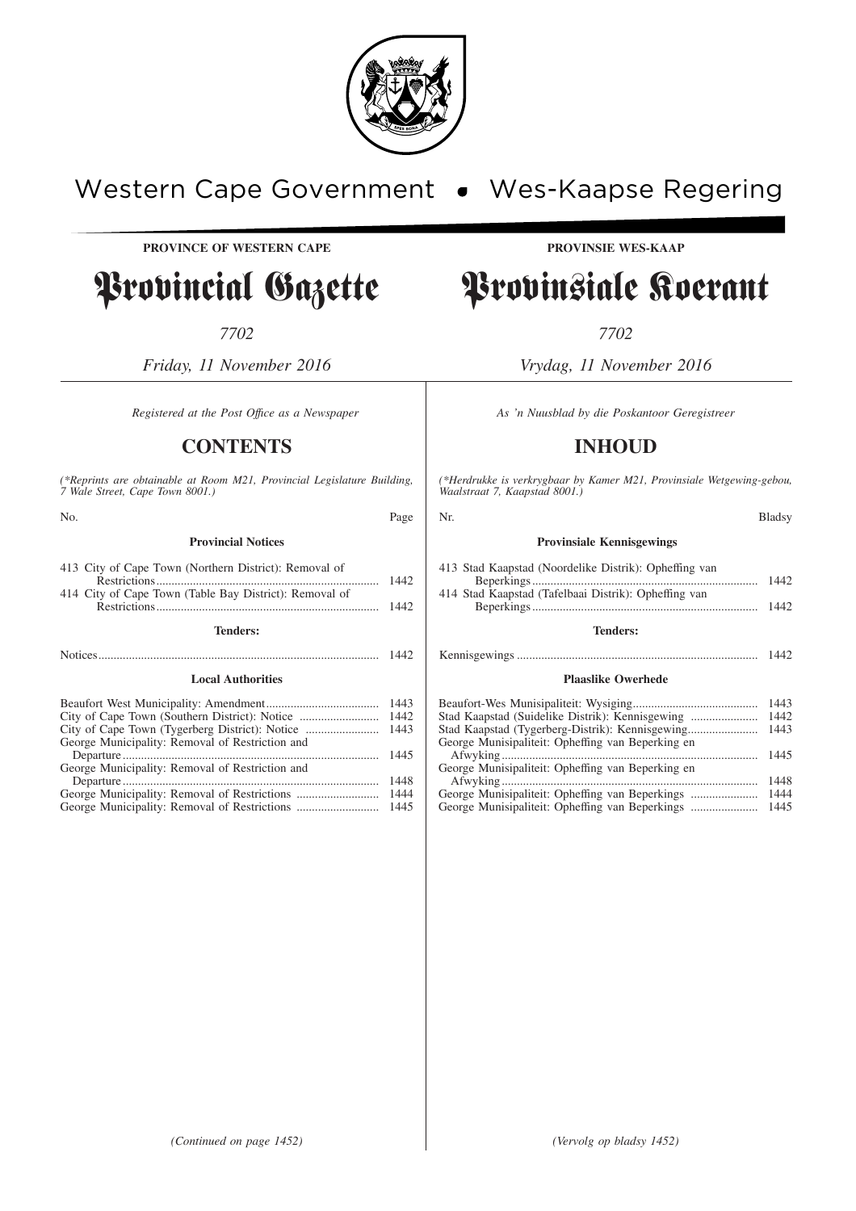Western Cape Government • Wes-Kaapse Regering

**PROVINCE OF WESTERN CAPE**

# Provincial Gazette

*7702*

*Friday, 11 November 2016*

*Registered at the Post Office as a Newspaper*

## CONTENTS

*(\*Reprints are obtainable at Room M21, Provincial Legislature Building, 7 Wale Street, Cape Town 8001.)*

| No. | Page |
|---|---|
| **Provincial Notices** | |
| 413 City of Cape Town (Northern District): Removal of Restrictions | 1442 |
| 414 City of Cape Town (Table Bay District): Removal of Restrictions | 1442 |
| **Tenders:** | |
| Notices | 1442 |
| **Local Authorities** | |
| Beaufort West Municipality: Amendment | 1443 |
| City of Cape Town (Southern District): Notice | 1442 |
| City of Cape Town (Tygerberg District): Notice | 1443 |
| George Municipality: Removal of Restriction and Departure | 1445 |
| George Municipality: Removal of Restriction and Departure | 1448 |
| George Municipality: Removal of Restrictions | 1444 |
| George Municipality: Removal of Restrictions | 1445 |

*(Continued on page 1452)*

**PROVINSIE WES-KAAP**

# Provinsiale Koerant

*7702*

*Vrydag, 11 November 2016*

*As 'n Nuusblad by die Poskantoor Geregistreer*

## INHOUD

*(\*Herdrukke is verkrygbaar by Kamer M21, Provinsiale Wetgewing-gebou, Waalstraat 7, Kaapstad 8001.)*

| Nr. | Bladsy |
|---|---|
| **Provinsiale Kennisgewings** | |
| 413 Stad Kaapstad (Noordelike Distrik): Opheffing van Beperkings | 1442 |
| 414 Stad Kaapstad (Tafelbaai Distrik): Opheffing van Beperkings | 1442 |
| **Tenders:** | |
| Kennisgewings | 1442 |
| **Plaaslike Owerhede** | |
| Beaufort-Wes Munisipaliteit: Wysiging | 1443 |
| Stad Kaapstad (Suidelike Distrik): Kennisgewing | 1442 |
| Stad Kaapstad (Tygerberg-Distrik): Kennisgewing | 1443 |
| George Munisipaliteit: Opheffing van Beperking en Afwyking | 1445 |
| George Munisipaliteit: Opheffing van Beperking en Afwyking | 1448 |
| George Munisipaliteit: Opheffing van Beperkings | 1444 |
| George Munisipaliteit: Opheffing van Beperkings | 1445 |

*(Vervolg op bladsy 1452)*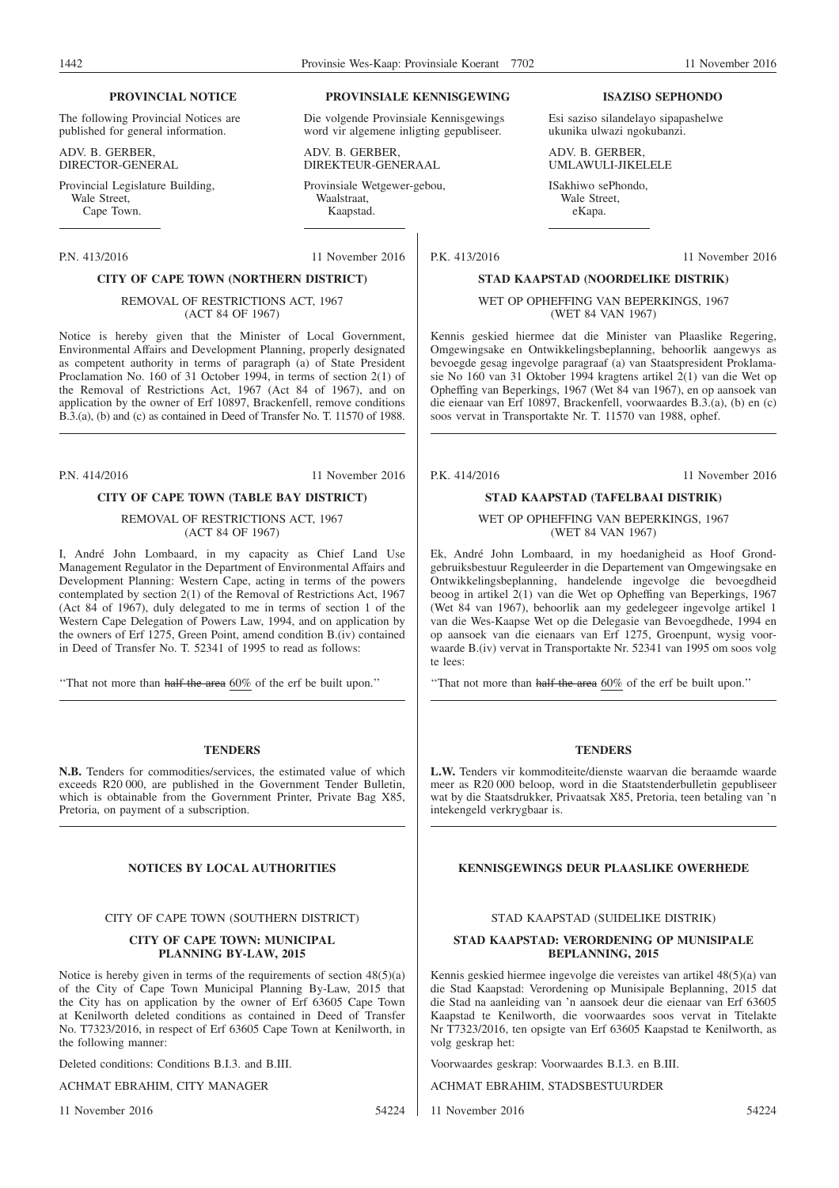**PROVINCIAL NOTICE**

The following Provincial Notices are published for general information.

ADV. B. GERBER,
DIRECTOR-GENERAL

Provincial Legislature Building,
Wale Street,
Cape Town.

**PROVINSIALE KENNISGEWING**

Die volgende Provinsiale Kennisgewings word vir algemene inligting gepubliseer.

ADV. B. GERBER,
DIREKTEUR-GENERAAL

Provinsiale Wetgewer-gebou,
Waalstraat,
Kaapstad.

**ISAZISO SEPHONDO**

Esi saziso silandelayo sipapashelwe ukunika ulwazi ngokubanzi.

ADV. B. GERBER,
UMLAWULI-JIKELELE

ISakhiwo sePhondo,
Wale Street,
eKapa.

P.N. 413/2016 11 November 2016

**CITY OF CAPE TOWN (NORTHERN DISTRICT)**

REMOVAL OF RESTRICTIONS ACT, 1967
(ACT 84 OF 1967)

Notice is hereby given that the Minister of Local Government, Environmental Affairs and Development Planning, properly designated as competent authority in terms of paragraph (a) of State President Proclamation No. 160 of 31 October 1994, in terms of section 2(1) of the Removal of Restrictions Act, 1967 (Act 84 of 1967), and on application by the owner of Erf 10897, Brackenfell, remove conditions B.3.(a), (b) and (c) as contained in Deed of Transfer No. T. 11570 of 1988.

P.K. 413/2016 11 November 2016

**STAD KAAPSTAD (NOORDELIKE DISTRIK)**

WET OP OPHEFFING VAN BEPERKINGS, 1967
(WET 84 VAN 1967)

Kennis geskied hiermee dat die Minister van Plaaslike Regering, Omgewingsake en Ontwikkelingsbeplanning, behoorlik aangewys as bevoegde gesag ingevolge paragraaf (a) van Staatspresident Proklamasie No 160 van 31 Oktober 1994 kragtens artikel 2(1) van die Wet op Opheffing van Beperkings, 1967 (Wet 84 van 1967), en op aansoek van die eienaar van Erf 10897, Brackenfell, voorwaardes B.3.(a), (b) en (c) soos vervat in Transportakte Nr. T. 11570 van 1988, ophef.

P.N. 414/2016 11 November 2016

**CITY OF CAPE TOWN (TABLE BAY DISTRICT)**

REMOVAL OF RESTRICTIONS ACT, 1967
(ACT 84 OF 1967)

I, André John Lombaard, in my capacity as Chief Land Use Management Regulator in the Department of Environmental Affairs and Development Planning: Western Cape, acting in terms of the powers contemplated by section 2(1) of the Removal of Restrictions Act, 1967 (Act 84 of 1967), duly delegated to me in terms of section 1 of the Western Cape Delegation of Powers Law, 1994, and on application by the owners of Erf 1275, Green Point, amend condition B.(iv) contained in Deed of Transfer No. T. 52341 of 1995 to read as follows:

''That not more than ~~half the area~~ 60% of the erf be built upon.''

P.K. 414/2016 11 November 2016

**STAD KAAPSTAD (TAFELBAAI DISTRIK)**

WET OP OPHEFFING VAN BEPERKINGS, 1967
(WET 84 VAN 1967)

Ek, André John Lombaard, in my hoedanigheid as Hoof Grondgebruiksbestuur Reguleerder in die Departement van Omgewingsake en Ontwikkelingsbeplanning, handelende ingevolge die bevoegdheid beoog in artikel 2(1) van die Wet op Opheffing van Beperkings, 1967 (Wet 84 van 1967), behoorlik aan my gedelegeer ingevolge artikel 1 van die Wes-Kaapse Wet op die Delegasie van Bevoegdhede, 1994 en op aansoek van die eienaars van Erf 1275, Groenpunt, wysig voorwaarde B.(iv) vervat in Transportakte Nr. 52341 van 1995 om soos volg te lees:

''That not more than ~~half the area~~ 60% of the erf be built upon.''

**TENDERS**

**N.B.** Tenders for commodities/services, the estimated value of which exceeds R20 000, are published in the Government Tender Bulletin, which is obtainable from the Government Printer, Private Bag X85, Pretoria, on payment of a subscription.

**TENDERS**

**L.W.** Tenders vir kommoditeite/dienste waarvan die beraamde waarde meer as R20 000 beloop, word in die Staatstenderbulletin gepubliseer wat by die Staatsdrukker, Privaatsak X85, Pretoria, teen betaling van 'n intekengeld verkrygbaar is.

**NOTICES BY LOCAL AUTHORITIES**

CITY OF CAPE TOWN (SOUTHERN DISTRICT)

**CITY OF CAPE TOWN: MUNICIPAL PLANNING BY-LAW, 2015**

Notice is hereby given in terms of the requirements of section 48(5)(a) of the City of Cape Town Municipal Planning By-Law, 2015 that the City has on application by the owner of Erf 63605 Cape Town at Kenilworth deleted conditions as contained in Deed of Transfer No. T7323/2016, in respect of Erf 63605 Cape Town at Kenilworth, in the following manner:

Deleted conditions: Conditions B.I.3. and B.III.

ACHMAT EBRAHIM, CITY MANAGER

11 November 2016 54224

**KENNISGEWINGS DEUR PLAASLIKE OWERHEDE**

STAD KAAPSTAD (SUIDELIKE DISTRIK)

**STAD KAAPSTAD: VERORDENING OP MUNISIPALE BEPLANNING, 2015**

Kennis geskied hiermee ingevolge die vereistes van artikel 48(5)(a) van die Stad Kaapstad: Verordening op Munisipale Beplanning, 2015 dat die Stad na aanleiding van 'n aansoek deur die eienaar van Erf 63605 Kaapstad te Kenilworth, die voorwaardes soos vervat in Titelakte Nr T7323/2016, ten opsigte van Erf 63605 Kaapstad te Kenilworth, as volg geskrap het:

Voorwaardes geskrap: Voorwaardes B.I.3. en B.III.

ACHMAT EBRAHIM, STADSBESTUURDER

11 November 2016 54224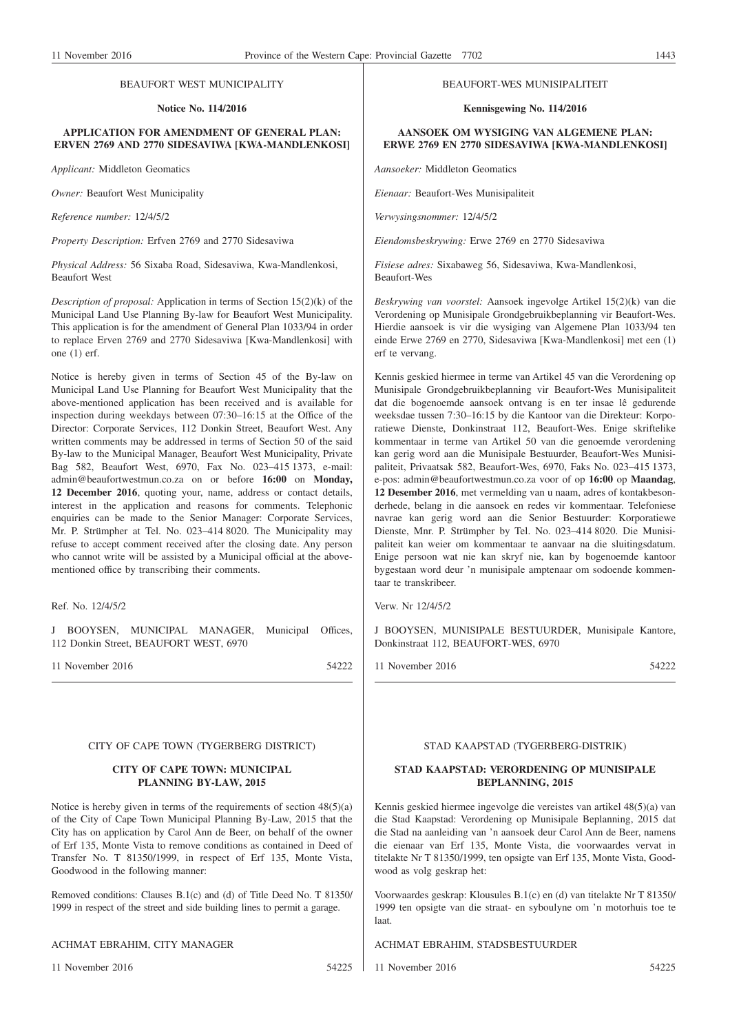BEAUFORT WEST MUNICIPALITY

**Notice No. 114/2016**

**APPLICATION FOR AMENDMENT OF GENERAL PLAN: ERVEN 2769 AND 2770 SIDESAVIWA [KWA-MANDLENKOSI]**

*Applicant:* Middleton Geomatics

*Owner:* Beaufort West Municipality

*Reference number:* 12/4/5/2

*Property Description:* Erfven 2769 and 2770 Sidesaviwa

*Physical Address:* 56 Sixaba Road, Sidesaviwa, Kwa-Mandlenkosi, Beaufort West

*Description of proposal:* Application in terms of Section 15(2)(k) of the Municipal Land Use Planning By-law for Beaufort West Municipality. This application is for the amendment of General Plan 1033/94 in order to replace Erven 2769 and 2770 Sidesaviwa [Kwa-Mandlenkosi] with one (1) erf.

Notice is hereby given in terms of Section 45 of the By-law on Municipal Land Use Planning for Beaufort West Municipality that the above-mentioned application has been received and is available for inspection during weekdays between 07:30–16:15 at the Office of the Director: Corporate Services, 112 Donkin Street, Beaufort West. Any written comments may be addressed in terms of Section 50 of the said By-law to the Municipal Manager, Beaufort West Municipality, Private Bag 582, Beaufort West, 6970, Fax No. 023–415 1373, e-mail: admin@beaufortwestmun.co.za on or before **16:00** on **Monday, 12 December 2016**, quoting your, name, address or contact details, interest in the application and reasons for comments. Telephonic enquiries can be made to the Senior Manager: Corporate Services, Mr. P. Strümpher at Tel. No. 023–414 8020. The Municipality may refuse to accept comment received after the closing date. Any person who cannot write will be assisted by a Municipal official at the above-mentioned office by transcribing their comments.

Ref. No. 12/4/5/2

J BOOYSEN, MUNICIPAL MANAGER, Municipal Offices, 112 Donkin Street, BEAUFORT WEST, 6970

11 November 2016 54222

---

BEAUFORT-WES MUNISIPALITEIT

**Kennisgewing No. 114/2016**

**AANSOEK OM WYSIGING VAN ALGEMENE PLAN: ERWE 2769 EN 2770 SIDESAVIWA [KWA-MANDLENKOSI]**

*Aansoeker:* Middleton Geomatics

*Eienaar:* Beaufort-Wes Munisipaliteit

*Verwysingsnommer:* 12/4/5/2

*Eiendomsbeskrywing:* Erwe 2769 en 2770 Sidesaviwa

*Fisiese adres:* Sixabaweg 56, Sidesaviwa, Kwa-Mandlenkosi, Beaufort-Wes

*Beskrywing van voorstel:* Aansoek ingevolge Artikel 15(2)(k) van die Verordening op Munisipale Grondgebruikbeplanning vir Beaufort-Wes. Hierdie aansoek is vir die wysiging van Algemene Plan 1033/94 ten einde Erwe 2769 en 2770, Sidesaviwa [Kwa-Mandlenkosi] met een (1) erf te vervang.

Kennis geskied hiermee in terme van Artikel 45 van die Verordening op Munisipale Grondgebruikbeplanning vir Beaufort-Wes Munisipaliteit dat die bogenoemde aansoek ontvang is en ter insae lê gedurende weeksdae tussen 7:30–16:15 by die Kantoor van die Direkteur: Korporatiewe Dienste, Donkinstraat 112, Beaufort-Wes. Enige skriftelike kommentaar in terme van Artikel 50 van die genoemde verordening kan gerig word aan die Munisipale Bestuurder, Beaufort-Wes Munisipaliteit, Privaatsak 582, Beaufort-Wes, 6970, Faks No. 023–415 1373, e-pos: admin@beaufortwestmun.co.za voor of op **16:00** op **Maandag**, **12 Desember 2016**, met vermelding van u naam, adres of kontakbesonderhede, belang in die aansoek en redes vir kommentaar. Telefoniese navrae kan gerig word aan die Senior Bestuurder: Korporatiewe Dienste, Mnr. P. Strümpher by Tel. No. 023–414 8020. Die Munisipaliteit kan weier om kommentaar te aanvaar na die sluitingsdatum. Enige persoon wat nie kan skryf nie, kan by bogenoemde kantoor bygestaan word deur 'n munisipale amptenaar om sodoende kommentaar te transkribeer.

Verw. Nr 12/4/5/2

J BOOYSEN, MUNISIPALE BESTUURDER, Munisipale Kantore, Donkinstraat 112, BEAUFORT-WES, 6970

11 November 2016 54222

---

CITY OF CAPE TOWN (TYGERBERG DISTRICT)

**CITY OF CAPE TOWN: MUNICIPAL PLANNING BY-LAW, 2015**

Notice is hereby given in terms of the requirements of section 48(5)(a) of the City of Cape Town Municipal Planning By-Law, 2015 that the City has on application by Carol Ann de Beer, on behalf of the owner of Erf 135, Monte Vista to remove conditions as contained in Deed of Transfer No. T 81350/1999, in respect of Erf 135, Monte Vista, Goodwood in the following manner:

Removed conditions: Clauses B.1(c) and (d) of Title Deed No. T 81350/1999 in respect of the street and side building lines to permit a garage.

ACHMAT EBRAHIM, CITY MANAGER

11 November 2016 54225

---

STAD KAAPSTAD (TYGERBERG-DISTRIK)

**STAD KAAPSTAD: VERORDENING OP MUNISIPALE BEPLANNING, 2015**

Kennis geskied hiermee ingevolge die vereistes van artikel 48(5)(a) van die Stad Kaapstad: Verordening op Munisipale Beplanning, 2015 dat die Stad na aanleiding van 'n aansoek deur Carol Ann de Beer, namens die eienaar van Erf 135, Monte Vista, die voorwaardes vervat in titelakte Nr T 81350/1999, ten opsigte van Erf 135, Monte Vista, Goodwood as volg geskrap het:

Voorwaardes geskrap: Klousules B.1(c) en (d) van titelakte Nr T 81350/1999 ten opsigte van die straat- en syboulyne om 'n motorhuis toe te laat.

ACHMAT EBRAHIM, STADSBESTUURDER

11 November 2016 54225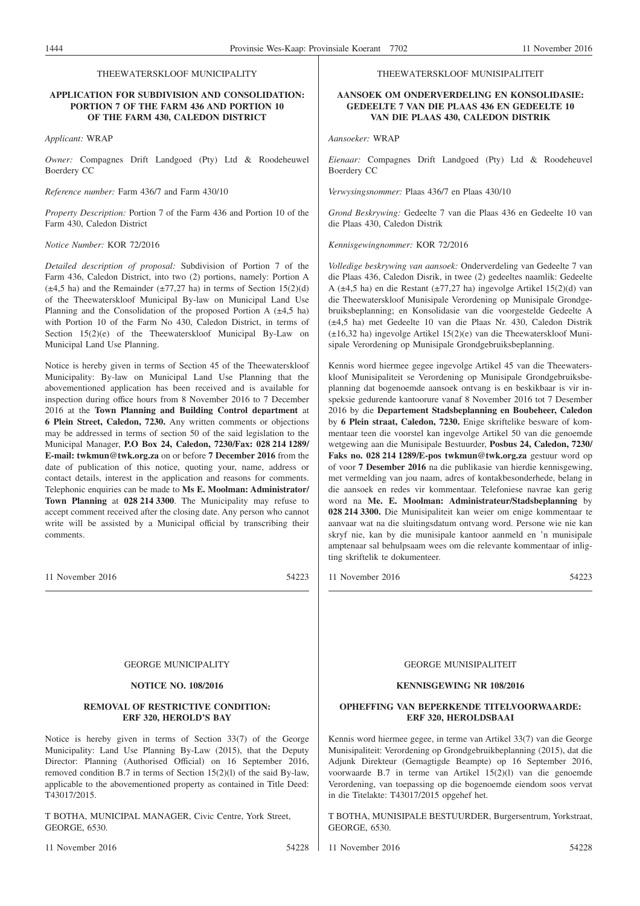THEEWATERSKLOOF MUNICIPALITY

**APPLICATION FOR SUBDIVISION AND CONSOLIDATION: PORTION 7 OF THE FARM 436 AND PORTION 10 OF THE FARM 430, CALEDON DISTRICT**

*Applicant:* WRAP

*Owner:* Compagnes Drift Landgoed (Pty) Ltd & Roodeheuwel Boerdery CC

*Reference number:* Farm 436/7 and Farm 430/10

*Property Description:* Portion 7 of the Farm 436 and Portion 10 of the Farm 430, Caledon District

*Notice Number:* KOR 72/2016

*Detailed description of proposal:* Subdivision of Portion 7 of the Farm 436, Caledon District, into two (2) portions, namely: Portion A (±4,5 ha) and the Remainder (±77,27 ha) in terms of Section 15(2)(d) of the Theewaterskloof Municipal By-law on Municipal Land Use Planning and the Consolidation of the proposed Portion A (±4,5 ha) with Portion 10 of the Farm No 430, Caledon District, in terms of Section 15(2)(e) of the Theewaterskloof Municipal By-Law on Municipal Land Use Planning.

Notice is hereby given in terms of Section 45 of the Theewaterskloof Municipality: By-law on Municipal Land Use Planning that the abovementioned application has been received and is available for inspection during office hours from 8 November 2016 to 7 December 2016 at the **Town Planning and Building Control department** at **6 Plein Street, Caledon, 7230.** Any written comments or objections may be addressed in terms of section 50 of the said legislation to the Municipal Manager, **P.O Box 24, Caledon, 7230/Fax: 028 214 1289/ E-mail: twkmun@twk.org.za** on or before **7 December 2016** from the date of publication of this notice, quoting your, name, address or contact details, interest in the application and reasons for comments. Telephonic enquiries can be made to **Ms E. Moolman: Administrator/ Town Planning** at **028 214 3300**. The Municipality may refuse to accept comment received after the closing date. Any person who cannot write will be assisted by a Municipal official by transcribing their comments.

11 November 2016 54223

THEEWATERSKLOOF MUNISIPALITEIT

**AANSOEK OM ONDERVERDELING EN KONSOLIDASIE: GEDEELTE 7 VAN DIE PLAAS 436 EN GEDEELTE 10 VAN DIE PLAAS 430, CALEDON DISTRIK**

*Aansoeker:* WRAP

*Eienaar:* Compagnes Drift Landgoed (Pty) Ltd & Roodeheuvel Boerdery CC

*Verwysingsnommer:* Plaas 436/7 en Plaas 430/10

*Grond Beskrywing:* Gedeelte 7 van die Plaas 436 en Gedeelte 10 van die Plaas 430, Caledon Distrik

*Kennisgewingnommer:* KOR 72/2016

*Volledige beskrywing van aansoek:* Onderverdeling van Gedeelte 7 van die Plaas 436, Caledon Disrik, in twee (2) gedeeltes naamlik: Gedeelte A (±4,5 ha) en die Restant (±77,27 ha) ingevolge Artikel 15(2)(d) van die Theewaterskloof Munisipale Verordening op Munisipale Grondgebruiksbeplanning; en Konsolidasie van die voorgestelde Gedeelte A (±4,5 ha) met Gedeelte 10 van die Plaas Nr. 430, Caledon Distrik (±16,32 ha) ingevolge Artikel 15(2)(e) van die Theewaterskloof Munisipale Verordening op Munisipale Grondgebruiksbeplanning.

Kennis word hiermee gegee ingevolge Artikel 45 van die Theewaterskloof Munisipaliteit se Verordening op Munisipale Grondgebruiksbeplanning dat bogenoemde aansoek ontvang is en beskikbaar is vir inspeksie gedurende kantoorure vanaf 8 November 2016 tot 7 Desember 2016 by die **Departement Stadsbeplanning en Boubeheer, Caledon** by **6 Plein straat, Caledon, 7230.** Enige skriftelike besware of kommentaar teen die voorstel kan ingevolge Artikel 50 van die genoemde wetgewing aan die Munisipale Bestuurder, **Posbus 24, Caledon, 7230/ Faks no. 028 214 1289/E-pos twkmun@twk.org.za** gestuur word op of voor **7 Desember 2016** na die publikasie van hierdie kennisgewing, met vermelding van jou naam, adres of kontakbesonderhede, belang in die aansoek en redes vir kommentaar. Telefoniese navrae kan gerig word na **Me. E. Moolman: Administrateur/Stadsbeplanning** by **028 214 3300.** Die Munisipaliteit kan weier om enige kommentaar te aanvaar wat na die sluitingsdatum ontvang word. Persone wie nie kan skryf nie, kan by die munisipale kantoor aanmeld en 'n munisipale amptenaar sal behulpsaam wees om die relevante kommentaar of inligting skriftelik te dokumenteer.

11 November 2016 54223

GEORGE MUNICIPALITY

**NOTICE NO. 108/2016**

**REMOVAL OF RESTRICTIVE CONDITION: ERF 320, HEROLD'S BAY**

Notice is hereby given in terms of Section 33(7) of the George Municipality: Land Use Planning By-Law (2015), that the Deputy Director: Planning (Authorised Official) on 16 September 2016, removed condition B.7 in terms of Section 15(2)(l) of the said By-law, applicable to the abovementioned property as contained in Title Deed: T43017/2015.

T BOTHA, MUNICIPAL MANAGER, Civic Centre, York Street, GEORGE, 6530.

11 November 2016 54228

GEORGE MUNISIPALITEIT

**KENNISGEWING NR 108/2016**

**OPHEFFING VAN BEPERKENDE TITELVOORWAARDE: ERF 320, HEROLDSBAAI**

Kennis word hiermee gegee, in terme van Artikel 33(7) van die George Munisipaliteit: Verordening op Grondgebruikbeplanning (2015), dat die Adjunk Direkteur (Gemagtigde Beampte) op 16 September 2016, voorwaarde B.7 in terme van Artikel 15(2)(l) van die genoemde Verordening, van toepassing op die bogenoemde eiendom soos vervat in die Titelakte: T43017/2015 opgehef het.

T BOTHA, MUNISIPALE BESTUURDER, Burgersentrum, Yorkstraat, GEORGE, 6530.

11 November 2016 54228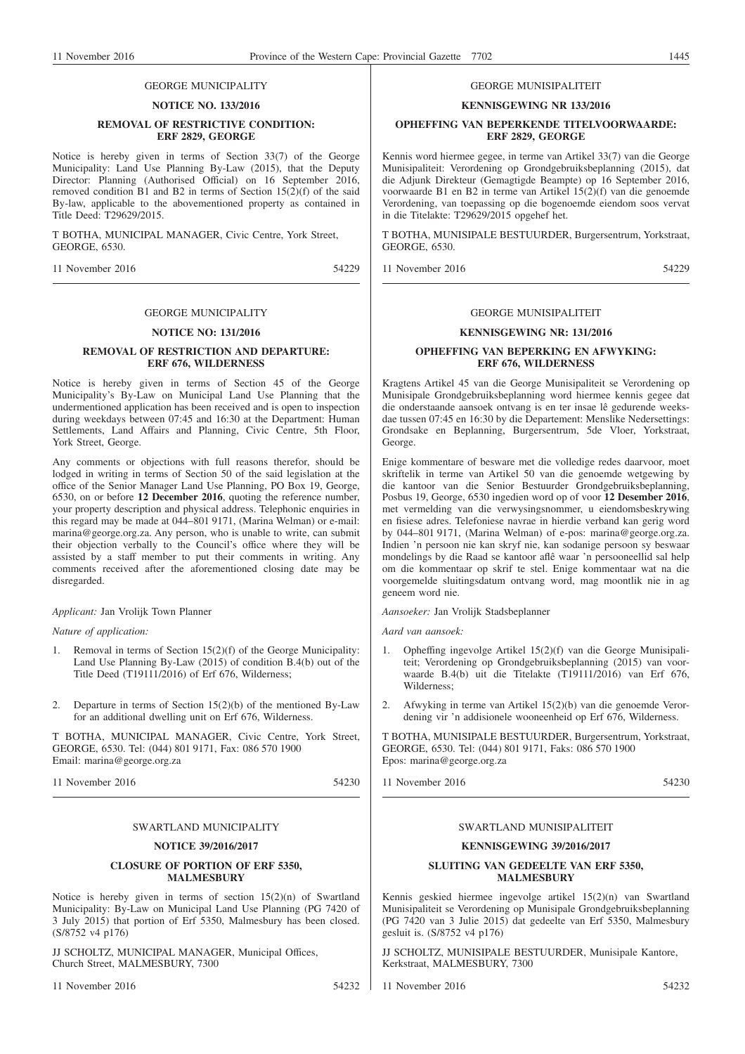GEORGE MUNICIPALITY

**NOTICE NO. 133/2016**

**REMOVAL OF RESTRICTIVE CONDITION: ERF 2829, GEORGE**

Notice is hereby given in terms of Section 33(7) of the George Municipality: Land Use Planning By-Law (2015), that the Deputy Director: Planning (Authorised Official) on 16 September 2016, removed condition B1 and B2 in terms of Section 15(2)(f) of the said By-law, applicable to the abovementioned property as contained in Title Deed: T29629/2015.

T BOTHA, MUNICIPAL MANAGER, Civic Centre, York Street, GEORGE, 6530.

11 November 2016 54229

GEORGE MUNISIPALITEIT

**KENNISGEWING NR 133/2016**

**OPHEFFING VAN BEPERKENDE TITELVOORWAARDE: ERF 2829, GEORGE**

Kennis word hiermee gegee, in terme van Artikel 33(7) van die George Munisipaliteit: Verordening op Grondgebruiksbeplanning (2015), dat die Adjunk Direkteur (Gemagtigde Beampte) op 16 September 2016, voorwaarde B1 en B2 in terme van Artikel 15(2)(f) van die genoemde Verordening, van toepassing op die bogenoemde eiendom soos vervat in die Titelakte: T29629/2015 opgehef het.

T BOTHA, MUNISIPALE BESTUURDER, Burgersentrum, Yorkstraat, GEORGE, 6530.

11 November 2016 54229

GEORGE MUNICIPALITY

**NOTICE NO: 131/2016**

**REMOVAL OF RESTRICTION AND DEPARTURE: ERF 676, WILDERNESS**

Notice is hereby given in terms of Section 45 of the George Municipality's By-Law on Municipal Land Use Planning that the undermentioned application has been received and is open to inspection during weekdays between 07:45 and 16:30 at the Department: Human Settlements, Land Affairs and Planning, Civic Centre, 5th Floor, York Street, George.

Any comments or objections with full reasons therefor, should be lodged in writing in terms of Section 50 of the said legislation at the office of the Senior Manager Land Use Planning, PO Box 19, George, 6530, on or before **12 December 2016**, quoting the reference number, your property description and physical address. Telephonic enquiries in this regard may be made at 044–801 9171, (Marina Welman) or e-mail: marina@george.org.za. Any person, who is unable to write, can submit their objection verbally to the Council's office where they will be assisted by a staff member to put their comments in writing. Any comments received after the aforementioned closing date may be disregarded.

*Applicant:* Jan Vrolijk Town Planner

*Nature of application:*

1. Removal in terms of Section 15(2)(f) of the George Municipality: Land Use Planning By-Law (2015) of condition B.4(b) out of the Title Deed (T19111/2016) of Erf 676, Wilderness;

2. Departure in terms of Section 15(2)(b) of the mentioned By-Law for an additional dwelling unit on Erf 676, Wilderness.

T BOTHA, MUNICIPAL MANAGER, Civic Centre, York Street, GEORGE, 6530. Tel: (044) 801 9171, Fax: 086 570 1900
Email: marina@george.org.za

11 November 2016 54230

GEORGE MUNISIPALITEIT

**KENNISGEWING NR: 131/2016**

**OPHEFFING VAN BEPERKING EN AFWYKING: ERF 676, WILDERNESS**

Kragtens Artikel 45 van die George Munisipaliteit se Verordening op Munisipale Grondgebruiksbeplanning word hiermee kennis gegee dat die onderstaande aansoek ontvang is en ter insae lê gedurende weeksdae tussen 07:45 en 16:30 by die Departement: Menslike Nedersettings: Grondsake en Beplanning, Burgersentrum, 5de Vloer, Yorkstraat, George.

Enige kommentare of besware met die volledige redes daarvoor, moet skriftelik in terme van Artikel 50 van die genoemde wetgewing by die kantoor van die Senior Bestuurder Grondgebruiksbeplanning, Posbus 19, George, 6530 ingedien word op of voor **12 Desember 2016**, met vermelding van die verwysingsnommer, u eiendomsbeskrywing en fisiese adres. Telefoniese navrae in hierdie verband kan gerig word by 044–801 9171, (Marina Welman) of e-pos: marina@george.org.za. Indien 'n persoon nie kan skryf nie, kan sodanige persoon sy beswaar mondelings by die Raad se kantoor aflê waar 'n persooneellid sal help om die kommentaar op skrif te stel. Enige kommentaar wat na die voorgemelde sluitingsdatum ontvang word, mag moontlik nie in ag geneem word nie.

*Aansoeker:* Jan Vrolijk Stadsbeplanner

*Aard van aansoek:*

1. Opheffing ingevolge Artikel 15(2)(f) van die George Munisipaliteit; Verordening op Grondgebruiksbeplanning (2015) van voorwaarde B.4(b) uit die Titelakte (T19111/2016) van Erf 676, Wilderness;

2. Afwyking in terme van Artikel 15(2)(b) van die genoemde Verordening vir 'n addisionele wooneenheid op Erf 676, Wilderness.

T BOTHA, MUNISIPALE BESTUURDER, Burgersentrum, Yorkstraat, GEORGE, 6530. Tel: (044) 801 9171, Faks: 086 570 1900
Epos: marina@george.org.za

11 November 2016 54230

SWARTLAND MUNICIPALITY

**NOTICE 39/2016/2017**

**CLOSURE OF PORTION OF ERF 5350, MALMESBURY**

Notice is hereby given in terms of section 15(2)(n) of Swartland Municipality: By-Law on Municipal Land Use Planning (PG 7420 of 3 July 2015) that portion of Erf 5350, Malmesbury has been closed. (S/8752 v4 p176)

JJ SCHOLTZ, MUNICIPAL MANAGER, Municipal Offices, Church Street, MALMESBURY, 7300

11 November 2016 54232

SWARTLAND MUNISIPALITEIT

**KENNISGEWING 39/2016/2017**

**SLUITING VAN GEDEELTE VAN ERF 5350, MALMESBURY**

Kennis geskied hiermee ingevolge artikel 15(2)(n) van Swartland Munisipaliteit se Verordening op Munisipale Grondgebruiksbeplanning (PG 7420 van 3 Julie 2015) dat gedeelte van Erf 5350, Malmesbury gesluit is. (S/8752 v4 p176)

JJ SCHOLTZ, MUNISIPALE BESTUURDER, Munisipale Kantore, Kerkstraat, MALMESBURY, 7300

11 November 2016 54232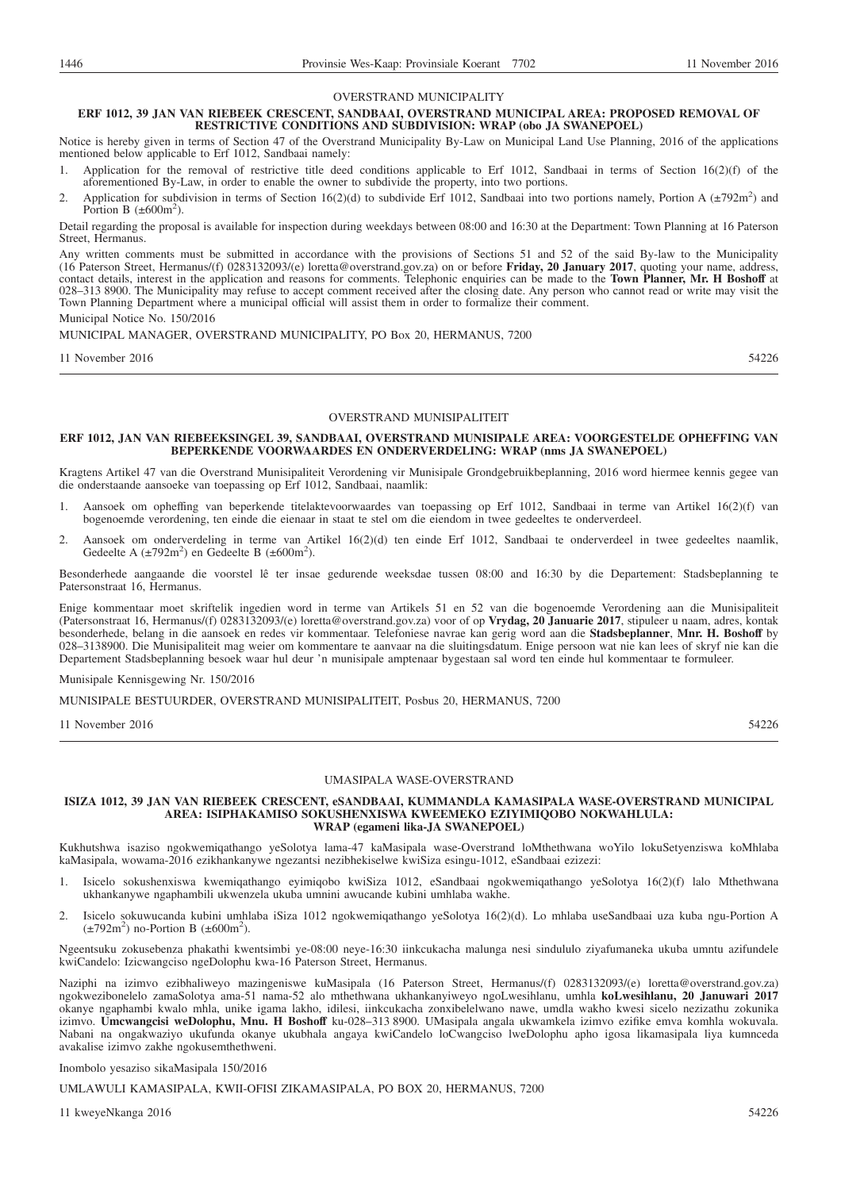OVERSTRAND MUNICIPALITY

**ERF 1012, 39 JAN VAN RIEBEEK CRESCENT, SANDBAAI, OVERSTRAND MUNICIPAL AREA: PROPOSED REMOVAL OF RESTRICTIVE CONDITIONS AND SUBDIVISION: WRAP (obo JA SWANEPOEL)**

Notice is hereby given in terms of Section 47 of the Overstrand Municipality By-Law on Municipal Land Use Planning, 2016 of the applications mentioned below applicable to Erf 1012, Sandbaai namely:

1. Application for the removal of restrictive title deed conditions applicable to Erf 1012, Sandbaai in terms of Section 16(2)(f) of the aforementioned By-Law, in order to enable the owner to subdivide the property, into two portions.
2. Application for subdivision in terms of Section 16(2)(d) to subdivide Erf 1012, Sandbaai into two portions namely, Portion A (±792m$^2$) and Portion B (±600m$^2$).

Detail regarding the proposal is available for inspection during weekdays between 08:00 and 16:30 at the Department: Town Planning at 16 Paterson Street, Hermanus.

Any written comments must be submitted in accordance with the provisions of Sections 51 and 52 of the said By-law to the Municipality (16 Paterson Street, Hermanus/(f) 0283132093/(e) loretta@overstrand.gov.za) on or before **Friday, 20 January 2017**, quoting your name, address, contact details, interest in the application and reasons for comments. Telephonic enquiries can be made to the **Town Planner, Mr. H Boshoff** at 028–313 8900. The Municipality may refuse to accept comment received after the closing date. Any person who cannot read or write may visit the Town Planning Department where a municipal official will assist them in order to formalize their comment.

Municipal Notice No. 150/2016

MUNICIPAL MANAGER, OVERSTRAND MUNICIPALITY, PO Box 20, HERMANUS, 7200

11 November 2016 54226

---

OVERSTRAND MUNISIPALITEIT

**ERF 1012, JAN VAN RIEBEEKSINGEL 39, SANDBAAI, OVERSTRAND MUNISIPALE AREA: VOORGESTELDE OPHEFFING VAN BEPERKENDE VOORWAARDES EN ONDERVERDELING: WRAP (nms JA SWANEPOEL)**

Kragtens Artikel 47 van die Overstrand Munisipaliteit Verordening vir Munisipale Grondgebruikbeplanning, 2016 word hiermee kennis gegee van die onderstaande aansoeke van toepassing op Erf 1012, Sandbaai, naamlik:

1. Aansoek om opheffing van beperkende titelaktevoorwaardes van toepassing op Erf 1012, Sandbaai in terme van Artikel 16(2)(f) van bogenoemde verordening, ten einde die eienaar in staat te stel om die eiendom in twee gedeeltes te onderverdeel.
2. Aansoek om onderverdeling in terme van Artikel 16(2)(d) ten einde Erf 1012, Sandbaai te onderverdeel in twee gedeeltes naamlik, Gedeelte A (±792m$^2$) en Gedeelte B (±600m$^2$).

Besonderhede aangaande die voorstel lê ter insae gedurende weeksdae tussen 08:00 and 16:30 by die Departement: Stadsbeplanning te Patersonstraat 16, Hermanus.

Enige kommentaar moet skriftelik ingedien word in terme van Artikels 51 en 52 van die bogenoemde Verordening aan die Munisipaliteit (Patersonstraat 16, Hermanus/(f) 0283132093/(e) loretta@overstrand.gov.za) voor of op **Vrydag, 20 Januarie 2017**, stipuleer u naam, adres, kontak besonderhede, belang in die aansoek en redes vir kommentaar. Telefoniese navrae kan gerig word aan die **Stadsbeplanner**, **Mnr. H. Boshoff** by 028–3138900. Die Munisipaliteit mag weier om kommentare te aanvaar na die sluitingsdatum. Enige persoon wat nie kan lees of skryf nie kan die Departement Stadsbeplanning besoek waar hul deur 'n munisipale amptenaar bygestaan sal word ten einde hul kommentaar te formuleer.

Munisipale Kennisgewing Nr. 150/2016

MUNISIPALE BESTUURDER, OVERSTRAND MUNISIPALITEIT, Posbus 20, HERMANUS, 7200

11 November 2016 54226

---

UMASIPALA WASE-OVERSTRAND

**ISIZA 1012, 39 JAN VAN RIEBEEK CRESCENT, eSANDBAAI, KUMMANDLA KAMASIPALA WASE-OVERSTRAND MUNICIPAL AREA: ISIPHAKAMISO SOKUSHENXISWA KWEEMEKO EZIYIMIQOBO NOKWAHLULA: WRAP (egameni lika-JA SWANEPOEL)**

Kukhutshwa isaziso ngokwemiqathango yeSolotya lama-47 kaMasipala wase-Overstrand loMthethwana woYilo lokuSetyenziswa koMhlaba kaMasipala, wowama-2016 ezikhankanywe ngezantsi nezibhekiselwe kwiSiza esingu-1012, eSandbaai ezizezi:

1. Isicelo sokushenxiswa kwemiqathango eyimiqobo kwiSiza 1012, eSandbaai ngokwemiqathango yeSolotya 16(2)(f) lalo Mthethwana ukhankanywe ngaphambili ukwenzela ukuba umnini awucande kubini umhlaba wakhe.
2. Isicelo sokuwucanda kubini umhlaba iSiza 1012 ngokwemiqathango yeSolotya 16(2)(d). Lo mhlaba useSandbaai uza kuba ngu-Portion A (±792m$^2$) no-Portion B (±600m$^2$).

Ngeentsuku zokusebenza phakathi kwentsimbi ye-08:00 neye-16:30 iinkcukacha malunga nesi sindululo ziyafumaneka ukuba umntu azifundele kwiCandelo: Izicwangciso ngeDolophu kwa-16 Paterson Street, Hermanus.

Naziphi na izimvo ezibhaliweyo mazingeniswe kuMasipala (16 Paterson Street, Hermanus/(f) 0283132093/(e) loretta@overstrand.gov.za) ngokwezibonelelo zamaSolotya ama-51 nama-52 alo mthethwana ukhankanyiweyo ngoLwesihlanu, umhla **koLwesihlanu, 20 Januwari 2017** okanye ngaphambi kwalo mhla, unike igama lakho, idilesi, iinkcukacha zonxibelelwano nawe, umdla wakho kwesi sicelo nezizathu zokunika izimvo. **Umcwangcisi weDolophu, Mnu. H Boshoff** ku-028–313 8900. UMasipala angala ukwamkela izimvo ezifike emva komhla wokuvala. Nabani na ongakwaziyo ukufunda okanye ukubhala angaya kwiCandelo loCwangciso lweDolophu apho igosa likamasipala liya kumnceda avakalise izimvo zakhe ngokusemthethweni.

Inombolo yesaziso sikaMasipala 150/2016

UMLAWULI KAMASIPALA, KWII-OFISI ZIKAMASIPALA, PO BOX 20, HERMANUS, 7200

11 kweyeNkanga 2016 54226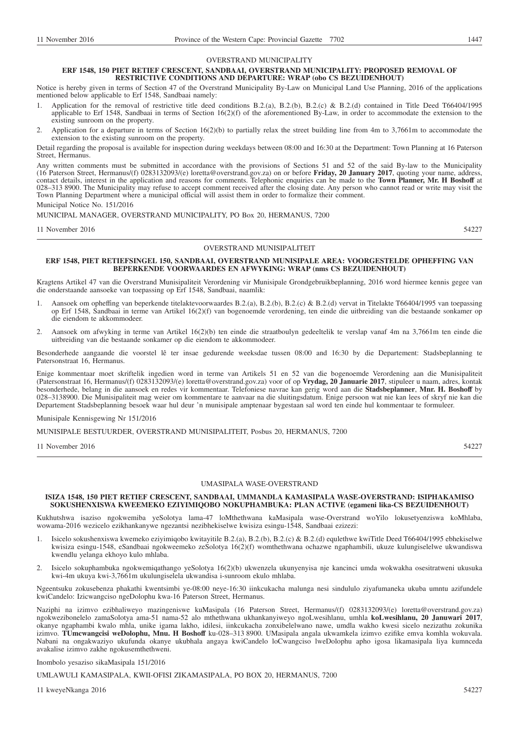## OVERSTRAND MUNICIPALITY

### ERF 1548, 150 PIET RETIEF CRESCENT, SANDBAAI, OVERSTRAND MUNICIPALITY: PROPOSED REMOVAL OF RESTRICTIVE CONDITIONS AND DEPARTURE: WRAP (obo CS BEZUIDENHOUT)

Notice is hereby given in terms of Section 47 of the Overstrand Municipality By-Law on Municipal Land Use Planning, 2016 of the applications mentioned below applicable to Erf 1548, Sandbaai namely:

1. Application for the removal of restrictive title deed conditions B.2.(a), B.2.(b), B.2.(c) & B.2.(d) contained in Title Deed T66404/1995 applicable to Erf 1548, Sandbaai in terms of Section 16(2)(f) of the aforementioned By-Law, in order to accommodate the extension to the existing sunroom on the property.
2. Application for a departure in terms of Section 16(2)(b) to partially relax the street building line from 4m to 3,7661m to accommodate the extension to the existing sunroom on the property.

Detail regarding the proposal is available for inspection during weekdays between 08:00 and 16:30 at the Department: Town Planning at 16 Paterson Street, Hermanus.

Any written comments must be submitted in accordance with the provisions of Sections 51 and 52 of the said By-law to the Municipality (16 Paterson Street, Hermanus/(f) 0283132093/(e) loretta@overstrand.gov.za) on or before **Friday, 20 January 2017**, quoting your name, address, contact details, interest in the application and reasons for comments. Telephonic enquiries can be made to the **Town Planner, Mr. H Boshoff** at 028–313 8900. The Municipality may refuse to accept comment received after the closing date. Any person who cannot read or write may visit the Town Planning Department where a municipal official will assist them in order to formalize their comment.

Municipal Notice No. 151/2016

MUNICIPAL MANAGER, OVERSTRAND MUNICIPALITY, PO Box 20, HERMANUS, 7200

11 November 2016 54227

---

## OVERSTRAND MUNISIPALITEIT

### ERF 1548, PIET RETIEFSINGEL 150, SANDBAAI, OVERSTRAND MUNISIPALE AREA: VOORGESTELDE OPHEFFING VAN BEPERKENDE VOORWAARDES EN AFWYKING: WRAP (nms CS BEZUIDENHOUT)

Kragtens Artikel 47 van die Overstrand Munisipaliteit Verordening vir Munisipale Grondgebruikbeplanning, 2016 word hiermee kennis gegee van die onderstaande aansoeke van toepassing op Erf 1548, Sandbaai, naamlik:

1. Aansoek om opheffing van beperkende titelaktevoorwaardes B.2.(a), B.2.(b), B.2.(c) & B.2.(d) vervat in Titelakte T66404/1995 van toepassing op Erf 1548, Sandbaai in terme van Artikel 16(2)(f) van bogenoemde verordening, ten einde die uitbreiding van die bestaande sonkamer op die eiendom te akkommodeer.
2. Aansoek om afwyking in terme van Artikel 16(2)(b) ten einde die straatboulyn gedeeltelik te verslap vanaf 4m na 3,7661m ten einde die uitbreiding van die bestaande sonkamer op die eiendom te akkommodeer.

Besonderhede aangaande die voorstel lê ter insae gedurende weeksdae tussen 08:00 and 16:30 by die Departement: Stadsbeplanning te Patersonstraat 16, Hermanus.

Enige kommentaar moet skriftelik ingedien word in terme van Artikels 51 en 52 van die bogenoemde Verordening aan die Munisipaliteit (Patersonstraat 16, Hermanus/(f) 0283132093/(e) loretta@overstrand.gov.za) voor of op **Vrydag, 20 Januarie 2017**, stipuleer u naam, adres, kontak besonderhede, belang in die aansoek en redes vir kommentaar. Telefoniese navrae kan gerig word aan die **Stadsbeplanner**, **Mnr. H. Boshoff** by 028–3138900. Die Munisipaliteit mag weier om kommentare te aanvaar na die sluitingsdatum. Enige persoon wat nie kan lees of skryf nie kan die Departement Stadsbeplanning besoek waar hul deur 'n munisipale amptenaar bygestaan sal word ten einde hul kommentaar te formuleer.

Munisipale Kennisgewing Nr 151/2016

MUNISIPALE BESTUURDER, OVERSTRAND MUNISIPALITEIT, Posbus 20, HERMANUS, 7200

11 November 2016 54227

---

## UMASIPALA WASE-OVERSTRAND

### ISIZA 1548, 150 PIET RETIEF CRESCENT, SANDBAAI, UMMANDLA KAMASIPALA WASE-OVERSTRAND: ISIPHAKAMISO SOKUSHENXISWA KWEEMEKO EZIYIMIQOBO NOKUPHAMBUKA: PLAN ACTIVE (egameni lika-CS BEZUIDENHOUT)

Kukhutshwa isaziso ngokwemiba yeSolotya lama-47 loMthethwana kaMasipala wase-Overstrand woYilo lokusetyenziswa koMhlaba, wowama-2016 wezicelo ezikhankanywe ngezantsi nezibhekiselwe kwisiza esingu-1548, Sandbaai ezizezi:

1. Isicelo sokushenxiswa kwemeko eziyimiqobo kwitayitile B.2.(a), B.2.(b), B.2.(c) & B.2.(d) equlethwe kwiTitle Deed T66404/1995 ebhekiselwe kwisiza esingu-1548, eSandbaai ngokweemeko zeSolotya 16(2)(f) womthethwana ochazwe ngaphambili, ukuze kulungiselelwe ukwandiswa kwendlu yelanga ekhoyo kulo mhlaba.
2. Isicelo sokuphambuka ngokwemiqathango yeSolotya 16(2)(b) ukwenzela ukunyenyisa nje kancinci umda wokwakha osesitratweni ukusuka kwi-4m ukuya kwi-3,7661m ukulungiselela ukwandisa i-sunroom ekulo mhlaba.

Ngeentsuku zokusebenza phakathi kwentsimbi ye-08:00 neye-16:30 iinkcukacha malunga nesi sindululo ziyafumaneka ukuba umntu azifundele kwiCandelo: Izicwangciso ngeDolophu kwa-16 Paterson Street, Hermanus.

Naziphi na izimvo ezibhaliweyo mazingeniswe kuMasipala (16 Paterson Street, Hermanus/(f) 0283132093/(e) loretta@overstrand.gov.za) ngokwezibonelelo zamaSolotya ama-51 nama-52 alo mthethwana ukhankanyiweyo ngoLwesihlanu, umhla **koLwesihlanu, 20 Januwari 2017**, okanye ngaphambi kwalo mhla, unike igama lakho, idilesi, iinkcukacha zonxibelelwano nawe, umdla wakho kwesi sicelo nezizathu zokunika izimvo. **TUmcwangcisi weDolophu, Mnu. H Boshoff** ku-028–313 8900. UMasipala angala ukwamkela izimvo ezifike emva komhla wokuvala. Nabani na ongakwaziyo ukufunda okanye ukubhala angaya kwiCandelo loCwangciso lweDolophu apho igosa likamasipala liya kumnceda avakalise izimvo zakhe ngokusemthethweni.

Inombolo yesaziso sikaMasipala 151/2016

UMLAWULI KAMASIPALA, KWII-OFISI ZIKAMASIPALA, PO BOX 20, HERMANUS, 7200

11 kweyeNkanga 2016 54227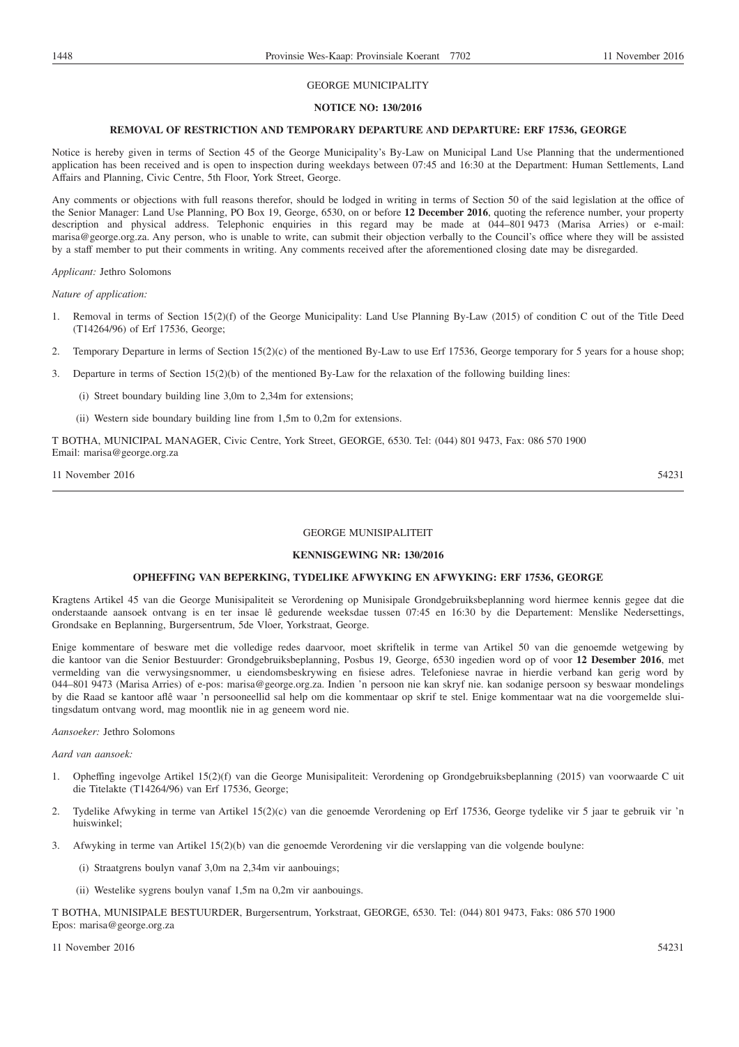GEORGE MUNICIPALITY

**NOTICE NO: 130/2016**

**REMOVAL OF RESTRICTION AND TEMPORARY DEPARTURE AND DEPARTURE: ERF 17536, GEORGE**

Notice is hereby given in terms of Section 45 of the George Municipality's By-Law on Municipal Land Use Planning that the undermentioned application has been received and is open to inspection during weekdays between 07:45 and 16:30 at the Department: Human Settlements, Land Affairs and Planning, Civic Centre, 5th Floor, York Street, George.

Any comments or objections with full reasons therefor, should be lodged in writing in terms of Section 50 of the said legislation at the office of the Senior Manager: Land Use Planning, PO Box 19, George, 6530, on or before **12 December 2016**, quoting the reference number, your property description and physical address. Telephonic enquiries in this regard may be made at 044–801 9473 (Marisa Arries) or e-mail: marisa@george.org.za. Any person, who is unable to write, can submit their objection verbally to the Council's office where they will be assisted by a staff member to put their comments in writing. Any comments received after the aforementioned closing date may be disregarded.

*Applicant:* Jethro Solomons

*Nature of application:*

1. Removal in terms of Section 15(2)(f) of the George Municipality: Land Use Planning By-Law (2015) of condition C out of the Title Deed (T14264/96) of Erf 17536, George;

2. Temporary Departure in lerms of Section 15(2)(c) of the mentioned By-Law to use Erf 17536, George temporary for 5 years for a house shop;

3. Departure in terms of Section 15(2)(b) of the mentioned By-Law for the relaxation of the following building lines:

   (i) Street boundary building line 3,0m to 2,34m for extensions;

   (ii) Western side boundary building line from 1,5m to 0,2m for extensions.

T BOTHA, MUNICIPAL MANAGER, Civic Centre, York Street, GEORGE, 6530. Tel: (044) 801 9473, Fax: 086 570 1900
Email: marisa@george.org.za

11 November 2016 54231

---

GEORGE MUNISIPALITEIT

**KENNISGEWING NR: 130/2016**

**OPHEFFING VAN BEPERKING, TYDELIKE AFWYKING EN AFWYKING: ERF 17536, GEORGE**

Kragtens Artikel 45 van die George Munisipaliteit se Verordening op Munisipale Grondgebruiksbeplanning word hiermee kennis gegee dat die onderstaande aansoek ontvang is en ter insae lê gedurende weeksdae tussen 07:45 en 16:30 by die Departement: Menslike Nedersettings, Grondsake en Beplanning, Burgersentrum, 5de Vloer, Yorkstraat, George.

Enige kommentare of besware met die volledige redes daarvoor, moet skriftelik in terme van Artikel 50 van die genoemde wetgewing by die kantoor van die Senior Bestuurder: Grondgebruiksbeplanning, Posbus 19, George, 6530 ingedien word op of voor **12 Desember 2016**, met vermelding van die verwysingsnommer, u eiendomsbeskrywing en fisiese adres. Telefoniese navrae in hierdie verband kan gerig word by 044–801 9473 (Marisa Arries) of e-pos: marisa@george.org.za. Indien 'n persoon nie kan skryf nie. kan sodanige persoon sy beswaar mondelings by die Raad se kantoor aflê waar 'n persooneellid sal help om die kommentaar op skrif te stel. Enige kommentaar wat na die voorgemelde sluitingsdatum ontvang word, mag moontlik nie in ag geneem word nie.

*Aansoeker:* Jethro Solomons

*Aard van aansoek:*

1. Opheffing ingevolge Artikel 15(2)(f) van die George Munisipaliteit: Verordening op Grondgebruiksbeplanning (2015) van voorwaarde C uit die Titelakte (T14264/96) van Erf 17536, George;

2. Tydelike Afwyking in terme van Artikel 15(2)(c) van die genoemde Verordening op Erf 17536, George tydelike vir 5 jaar te gebruik vir 'n huiswinkel;

3. Afwyking in terme van Artikel 15(2)(b) van die genoemde Verordening vir die verslapping van die volgende boulyne:

   (i) Straatgrens boulyn vanaf 3,0m na 2,34m vir aanbouings;

   (ii) Westelike sygrens boulyn vanaf 1,5m na 0,2m vir aanbouings.

T BOTHA, MUNISIPALE BESTUURDER, Burgersentrum, Yorkstraat, GEORGE, 6530. Tel: (044) 801 9473, Faks: 086 570 1900
Epos: marisa@george.org.za

11 November 2016 54231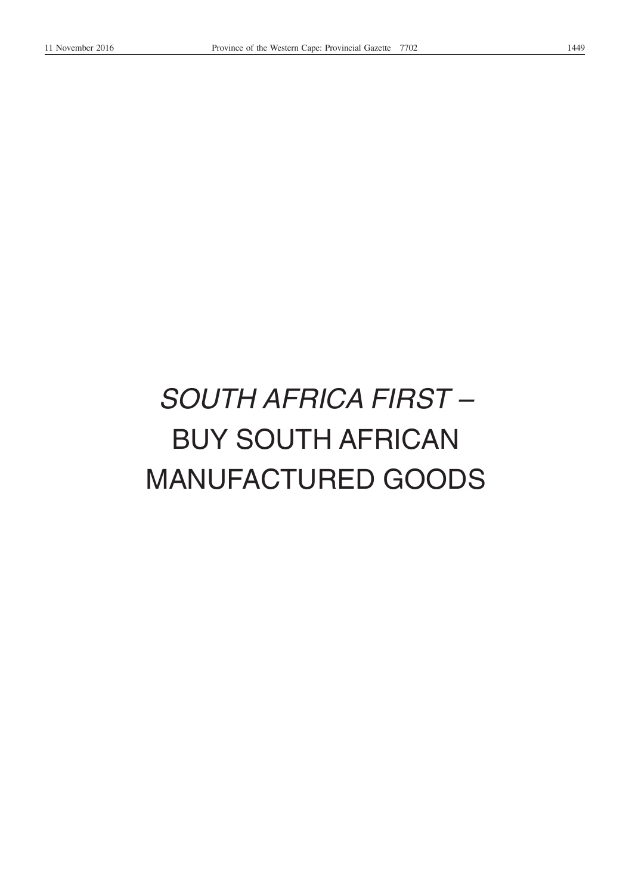*SOUTH AFRICA FIRST –*

BUY SOUTH AFRICAN MANUFACTURED GOODS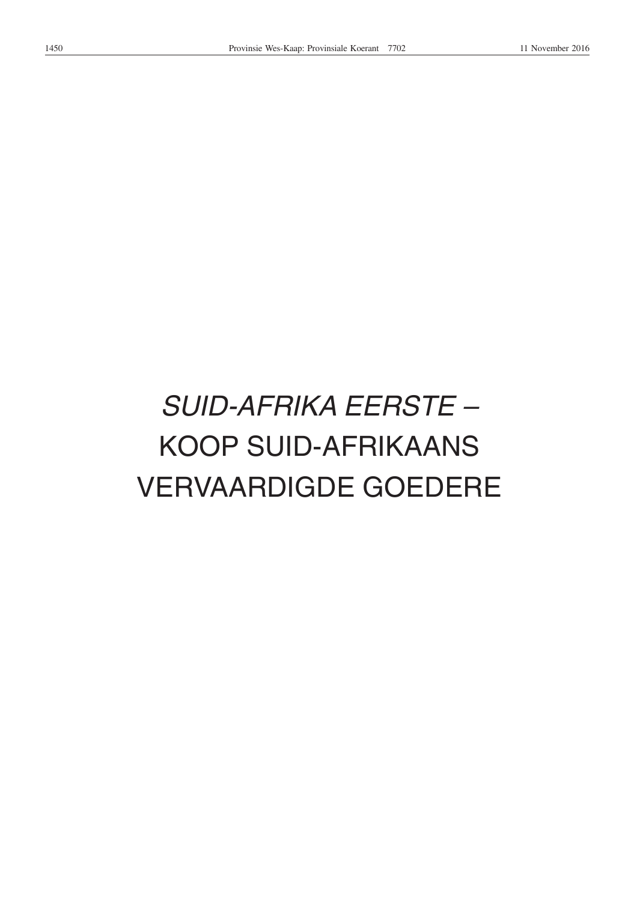*SUID-AFRIKA EERSTE –*

KOOP SUID-AFRIKAANS

VERVAARDIGDE GOEDERE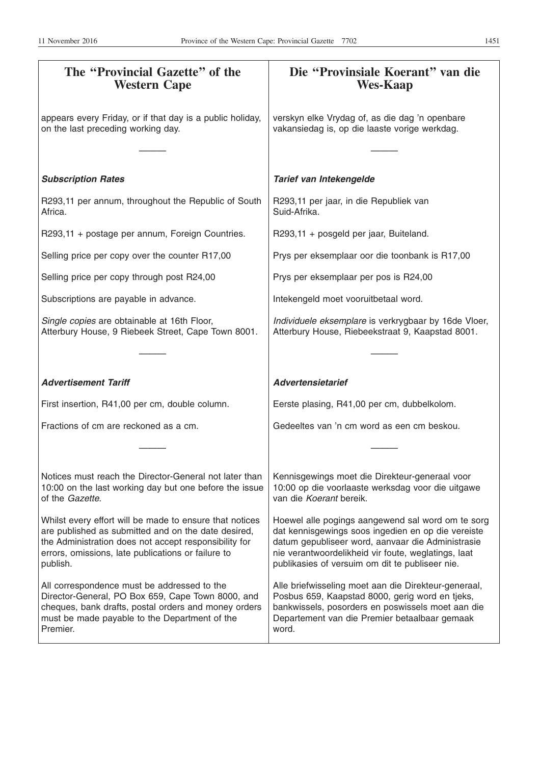# The "Provincial Gazette" of the Western Cape

appears every Friday, or if that day is a public holiday, on the last preceding working day.

---

***Subscription Rates***

R293,11 per annum, throughout the Republic of South Africa.

R293,11 + postage per annum, Foreign Countries.

Selling price per copy over the counter R17,00

Selling price per copy through post R24,00

Subscriptions are payable in advance.

*Single copies* are obtainable at 16th Floor, Atterbury House, 9 Riebeek Street, Cape Town 8001.

---

***Advertisement Tariff***

First insertion, R41,00 per cm, double column.

Fractions of cm are reckoned as a cm.

---

Notices must reach the Director-General not later than 10:00 on the last working day but one before the issue of the *Gazette.*

Whilst every effort will be made to ensure that notices are published as submitted and on the date desired, the Administration does not accept responsibility for errors, omissions, late publications or failure to publish.

All correspondence must be addressed to the Director-General, PO Box 659, Cape Town 8000, and cheques, bank drafts, postal orders and money orders must be made payable to the Department of the Premier.

# Die "Provinsiale Koerant" van die Wes-Kaap

verskyn elke Vrydag of, as die dag 'n openbare vakansiedag is, op die laaste vorige werkdag.

---

***Tarief van Intekengelde***

R293,11 per jaar, in die Republiek van Suid-Afrika.

R293,11 + posgeld per jaar, Buiteland.

Prys per eksemplaar oor die toonbank is R17,00

Prys per eksemplaar per pos is R24,00

Intekengeld moet vooruitbetaal word.

*Individuele eksemplare* is verkrygbaar by 16de Vloer, Atterbury House, Riebeekstraat 9, Kaapstad 8001.

---

***Advertensietarief***

Eerste plasing, R41,00 per cm, dubbelkolom.

Gedeeltes van 'n cm word as een cm beskou.

---

Kennisgewings moet die Direkteur-generaal voor 10:00 op die voorlaaste werksdag voor die uitgawe van die *Koerant* bereik.

Hoewel alle pogings aangewend sal word om te sorg dat kennisgewings soos ingedien en op die vereiste datum gepubliseer word, aanvaar die Administrasie nie verantwoordelikheid vir foute, weglatings, laat publikasies of versuim om dit te publiseer nie.

Alle briefwisseling moet aan die Direkteur-generaal, Posbus 659, Kaapstad 8000, gerig word en tjeks, bankwissels, posorders en poswissels moet aan die Departement van die Premier betaalbaar gemaak word.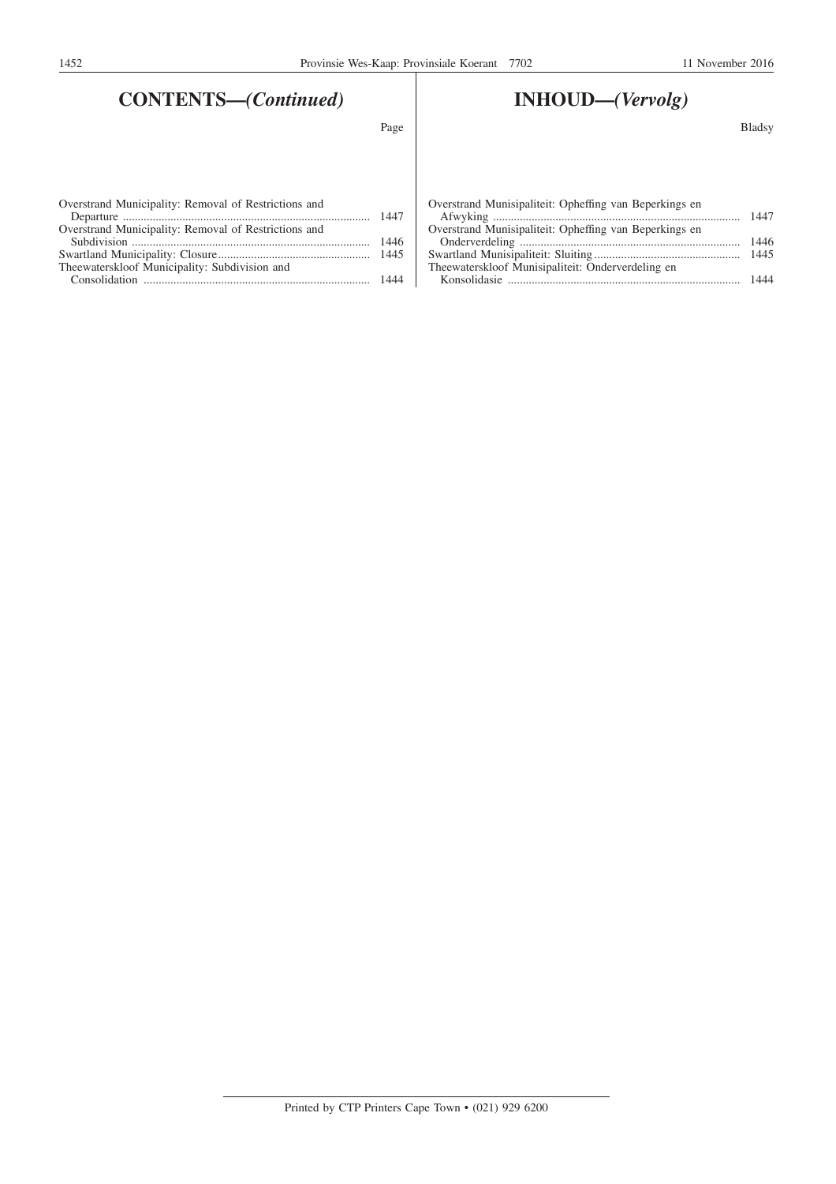## CONTENTS—*(Continued)*

| | Page |
|---|---|
| Overstrand Municipality: Removal of Restrictions and Departure | 1447 |
| Overstrand Municipality: Removal of Restrictions and Subdivision | 1446 |
| Swartland Municipality: Closure | 1445 |
| Theewaterskloof Municipality: Subdivision and Consolidation | 1444 |

## INHOUD—*(Vervolg)*

| | Bladsy |
|---|---|
| Overstrand Munisipaliteit: Opheffing van Beperkings en Afwyking | 1447 |
| Overstrand Munisipaliteit: Opheffing van Beperkings en Onderverdeling | 1446 |
| Swartland Munisipaliteit: Sluiting | 1445 |
| Theewaterskloof Munisipaliteit: Onderverdeling en Konsolidasie | 1444 |

Printed by CTP Printers Cape Town • (021) 929 6200